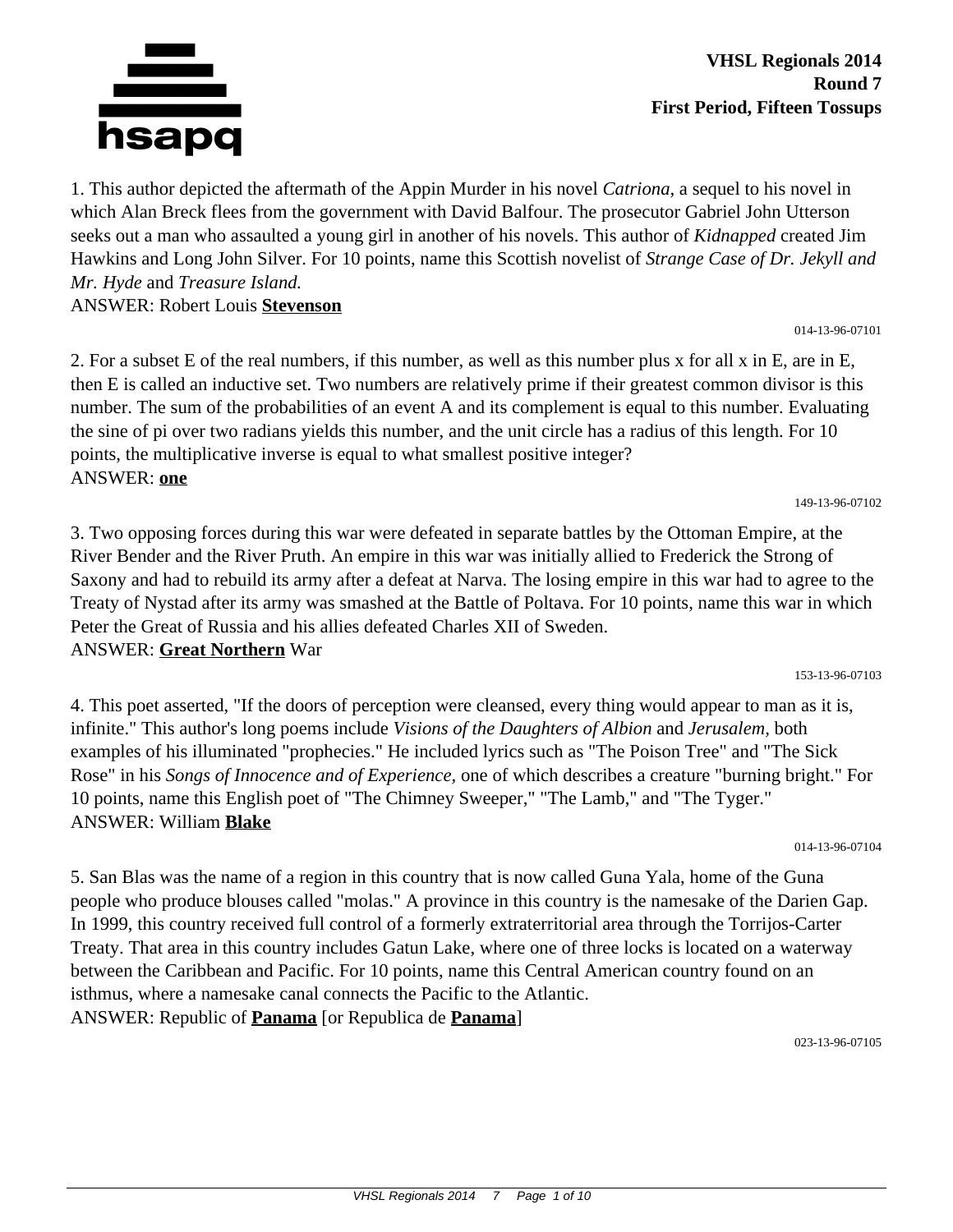**VHSL Regionals 2014**
**Round 7**
**First Period, Fifteen Tossups**

1. This author depicted the aftermath of the Appin Murder in his novel *Catriona*, a sequel to his novel in which Alan Breck flees from the government with David Balfour. The prosecutor Gabriel John Utterson seeks out a man who assaulted a young girl in another of his novels. This author of *Kidnapped* created Jim Hawkins and Long John Silver. For 10 points, name this Scottish novelist of *Strange Case of Dr. Jekyll and Mr. Hyde* and *Treasure Island.*
ANSWER: Robert Louis **Stevenson**

014-13-96-07101

2. For a subset E of the real numbers, if this number, as well as this number plus x for all x in E, are in E, then E is called an inductive set. Two numbers are relatively prime if their greatest common divisor is this number. The sum of the probabilities of an event A and its complement is equal to this number. Evaluating the sine of pi over two radians yields this number, and the unit circle has a radius of this length. For 10 points, the multiplicative inverse is equal to what smallest positive integer?
ANSWER: **one**

149-13-96-07102

3. Two opposing forces during this war were defeated in separate battles by the Ottoman Empire, at the River Bender and the River Pruth. An empire in this war was initially allied to Frederick the Strong of Saxony and had to rebuild its army after a defeat at Narva. The losing empire in this war had to agree to the Treaty of Nystad after its army was smashed at the Battle of Poltava. For 10 points, name this war in which Peter the Great of Russia and his allies defeated Charles XII of Sweden.
ANSWER: **Great Northern** War

153-13-96-07103

4. This poet asserted, "If the doors of perception were cleansed, every thing would appear to man as it is, infinite." This author's long poems include *Visions of the Daughters of Albion* and *Jerusalem*, both examples of his illuminated "prophecies." He included lyrics such as "The Poison Tree" and "The Sick Rose" in his *Songs of Innocence and of Experience,* one of which describes a creature "burning bright." For 10 points, name this English poet of "The Chimney Sweeper," "The Lamb," and "The Tyger."
ANSWER: William **Blake**

014-13-96-07104

5. San Blas was the name of a region in this country that is now called Guna Yala, home of the Guna people who produce blouses called "molas." A province in this country is the namesake of the Darien Gap. In 1999, this country received full control of a formerly extraterritorial area through the Torrijos-Carter Treaty. That area in this country includes Gatun Lake, where one of three locks is located on a waterway between the Caribbean and Pacific. For 10 points, name this Central American country found on an isthmus, where a namesake canal connects the Pacific to the Atlantic.
ANSWER: Republic of **Panama** [or Republica de **Panama**]

023-13-96-07105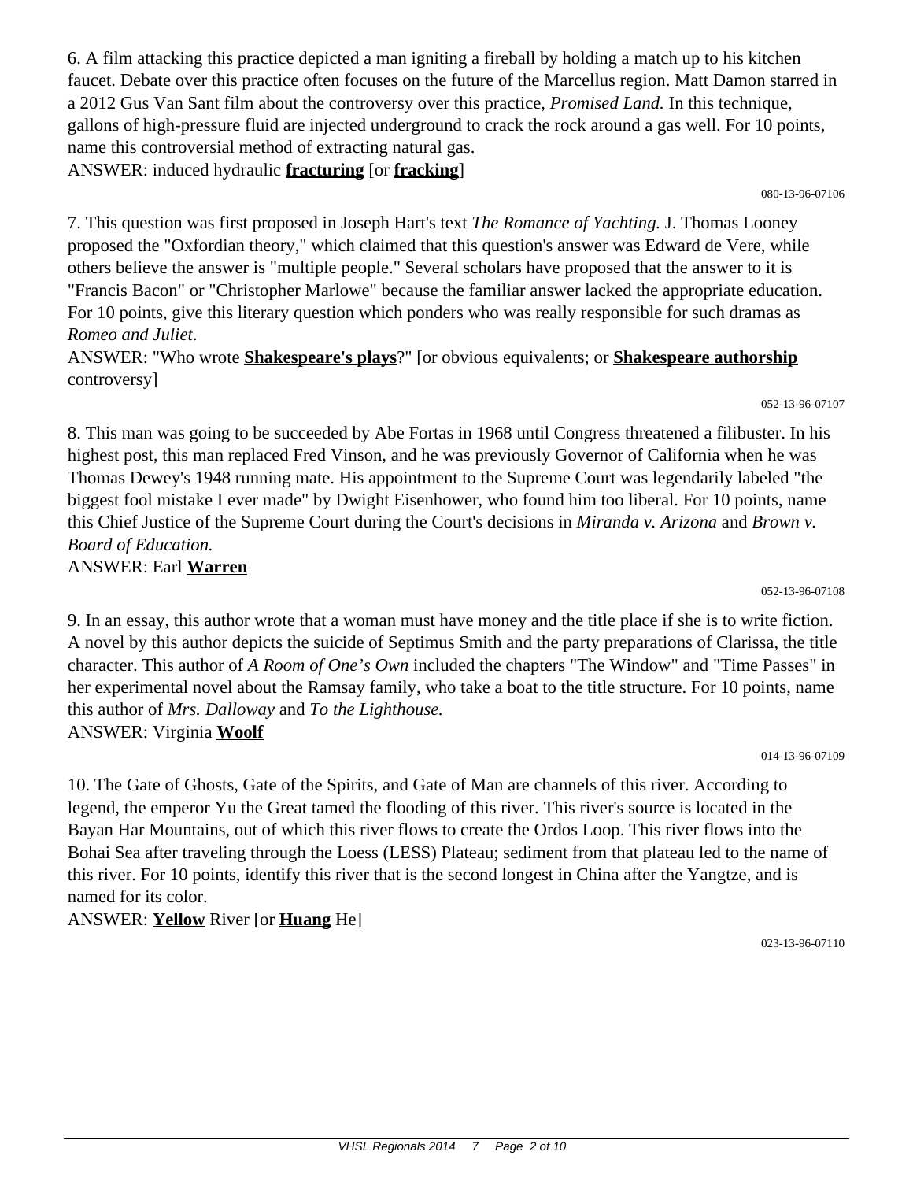6. A film attacking this practice depicted a man igniting a fireball by holding a match up to his kitchen faucet. Debate over this practice often focuses on the future of the Marcellus region. Matt Damon starred in a 2012 Gus Van Sant film about the controversy over this practice, *Promised Land.* In this technique, gallons of high-pressure fluid are injected underground to crack the rock around a gas well. For 10 points, name this controversial method of extracting natural gas.

ANSWER: induced hydraulic **fracturing** [or **fracking**]

080-13-96-07106

7. This question was first proposed in Joseph Hart's text *The Romance of Yachting.* J. Thomas Looney proposed the "Oxfordian theory," which claimed that this question's answer was Edward de Vere, while others believe the answer is "multiple people." Several scholars have proposed that the answer to it is "Francis Bacon" or "Christopher Marlowe" because the familiar answer lacked the appropriate education. For 10 points, give this literary question which ponders who was really responsible for such dramas as *Romeo and Juliet*.

ANSWER: "Who wrote **Shakespeare's plays**?" [or obvious equivalents; or **Shakespeare authorship** controversy]

052-13-96-07107

8. This man was going to be succeeded by Abe Fortas in 1968 until Congress threatened a filibuster. In his highest post, this man replaced Fred Vinson, and he was previously Governor of California when he was Thomas Dewey's 1948 running mate. His appointment to the Supreme Court was legendarily labeled "the biggest fool mistake I ever made" by Dwight Eisenhower, who found him too liberal. For 10 points, name this Chief Justice of the Supreme Court during the Court's decisions in *Miranda v. Arizona* and *Brown v. Board of Education.*

ANSWER: Earl **Warren**

052-13-96-07108

9. In an essay, this author wrote that a woman must have money and the title place if she is to write fiction. A novel by this author depicts the suicide of Septimus Smith and the party preparations of Clarissa, the title character. This author of *A Room of One's Own* included the chapters "The Window" and "Time Passes" in her experimental novel about the Ramsay family, who take a boat to the title structure. For 10 points, name this author of *Mrs. Dalloway* and *To the Lighthouse.*

ANSWER: Virginia **Woolf**

014-13-96-07109

10. The Gate of Ghosts, Gate of the Spirits, and Gate of Man are channels of this river. According to legend, the emperor Yu the Great tamed the flooding of this river. This river's source is located in the Bayan Har Mountains, out of which this river flows to create the Ordos Loop. This river flows into the Bohai Sea after traveling through the Loess (LESS) Plateau; sediment from that plateau led to the name of this river. For 10 points, identify this river that is the second longest in China after the Yangtze, and is named for its color.

ANSWER: **Yellow** River [or **Huang** He]

023-13-96-07110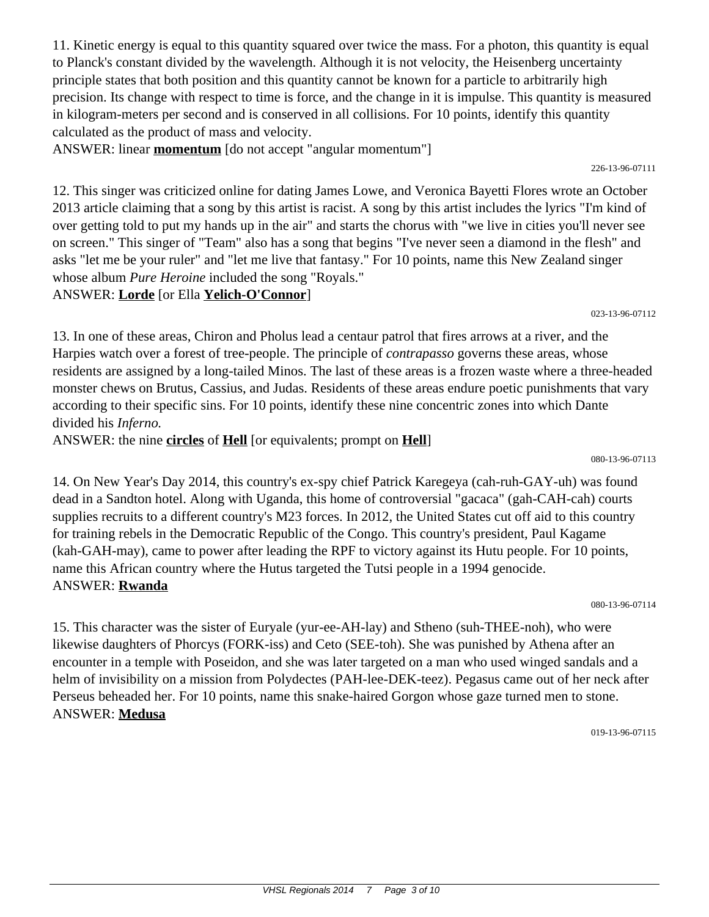11. Kinetic energy is equal to this quantity squared over twice the mass. For a photon, this quantity is equal to Planck's constant divided by the wavelength. Although it is not velocity, the Heisenberg uncertainty principle states that both position and this quantity cannot be known for a particle to arbitrarily high precision. Its change with respect to time is force, and the change in it is impulse. This quantity is measured in kilogram-meters per second and is conserved in all collisions. For 10 points, identify this quantity calculated as the product of mass and velocity.

ANSWER: linear **momentum** [do not accept "angular momentum"]

226-13-96-07111

12. This singer was criticized online for dating James Lowe, and Veronica Bayetti Flores wrote an October 2013 article claiming that a song by this artist is racist. A song by this artist includes the lyrics "I'm kind of over getting told to put my hands up in the air" and starts the chorus with "we live in cities you'll never see on screen." This singer of "Team" also has a song that begins "I've never seen a diamond in the flesh" and asks "let me be your ruler" and "let me live that fantasy." For 10 points, name this New Zealand singer whose album *Pure Heroine* included the song "Royals."

ANSWER: **Lorde** [or Ella **Yelich-O'Connor**]

023-13-96-07112

13. In one of these areas, Chiron and Pholus lead a centaur patrol that fires arrows at a river, and the Harpies watch over a forest of tree-people. The principle of *contrapasso* governs these areas, whose residents are assigned by a long-tailed Minos. The last of these areas is a frozen waste where a three-headed monster chews on Brutus, Cassius, and Judas. Residents of these areas endure poetic punishments that vary according to their specific sins. For 10 points, identify these nine concentric zones into which Dante divided his *Inferno.*

ANSWER: the nine **circles** of **Hell** [or equivalents; prompt on **Hell**]

080-13-96-07113

14. On New Year's Day 2014, this country's ex-spy chief Patrick Karegeya (cah-ruh-GAY-uh) was found dead in a Sandton hotel. Along with Uganda, this home of controversial "gacaca" (gah-CAH-cah) courts supplies recruits to a different country's M23 forces. In 2012, the United States cut off aid to this country for training rebels in the Democratic Republic of the Congo. This country's president, Paul Kagame (kah-GAH-may), came to power after leading the RPF to victory against its Hutu people. For 10 points, name this African country where the Hutus targeted the Tutsi people in a 1994 genocide.

ANSWER: **Rwanda**

080-13-96-07114

15. This character was the sister of Euryale (yur-ee-AH-lay) and Stheno (suh-THEE-noh), who were likewise daughters of Phorcys (FORK-iss) and Ceto (SEE-toh). She was punished by Athena after an encounter in a temple with Poseidon, and she was later targeted on a man who used winged sandals and a helm of invisibility on a mission from Polydectes (PAH-lee-DEK-teez). Pegasus came out of her neck after Perseus beheaded her. For 10 points, name this snake-haired Gorgon whose gaze turned men to stone.

ANSWER: **Medusa**

019-13-96-07115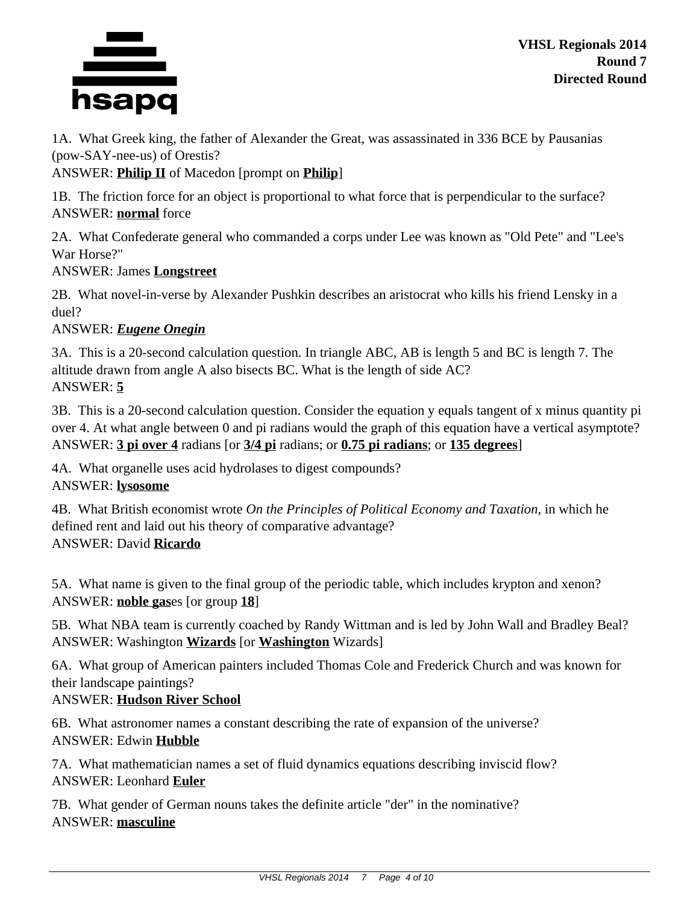**VHSL Regionals 2014**
**Round 7**
**Directed Round**

1A. What Greek king, the father of Alexander the Great, was assassinated in 336 BCE by Pausanias (pow-SAY-nee-us) of Orestis?
ANSWER: **Philip II** of Macedon [prompt on **Philip**]

1B. The friction force for an object is proportional to what force that is perpendicular to the surface?
ANSWER: **normal** force

2A. What Confederate general who commanded a corps under Lee was known as "Old Pete" and "Lee's War Horse?"
ANSWER: James **Longstreet**

2B. What novel-in-verse by Alexander Pushkin describes an aristocrat who kills his friend Lensky in a duel?
ANSWER: ***Eugene Onegin***

3A. This is a 20-second calculation question. In triangle ABC, AB is length 5 and BC is length 7. The altitude drawn from angle A also bisects BC. What is the length of side AC?
ANSWER: **5**

3B. This is a 20-second calculation question. Consider the equation y equals tangent of x minus quantity pi over 4. At what angle between 0 and pi radians would the graph of this equation have a vertical asymptote?
ANSWER: **3 pi over 4** radians [or **3/4 pi** radians; or **0.75 pi radians**; or **135 degrees**]

4A. What organelle uses acid hydrolases to digest compounds?
ANSWER: **lysosome**

4B. What British economist wrote *On the Principles of Political Economy and Taxation,* in which he defined rent and laid out his theory of comparative advantage?
ANSWER: David **Ricardo**

5A. What name is given to the final group of the periodic table, which includes krypton and xenon?
ANSWER: **noble gas**es [or group **18**]

5B. What NBA team is currently coached by Randy Wittman and is led by John Wall and Bradley Beal?
ANSWER: Washington **Wizards** [or **Washington** Wizards]

6A. What group of American painters included Thomas Cole and Frederick Church and was known for their landscape paintings?
ANSWER: **Hudson River School**

6B. What astronomer names a constant describing the rate of expansion of the universe?
ANSWER: Edwin **Hubble**

7A. What mathematician names a set of fluid dynamics equations describing inviscid flow?
ANSWER: Leonhard **Euler**

7B. What gender of German nouns takes the definite article "der" in the nominative?
ANSWER: **masculine**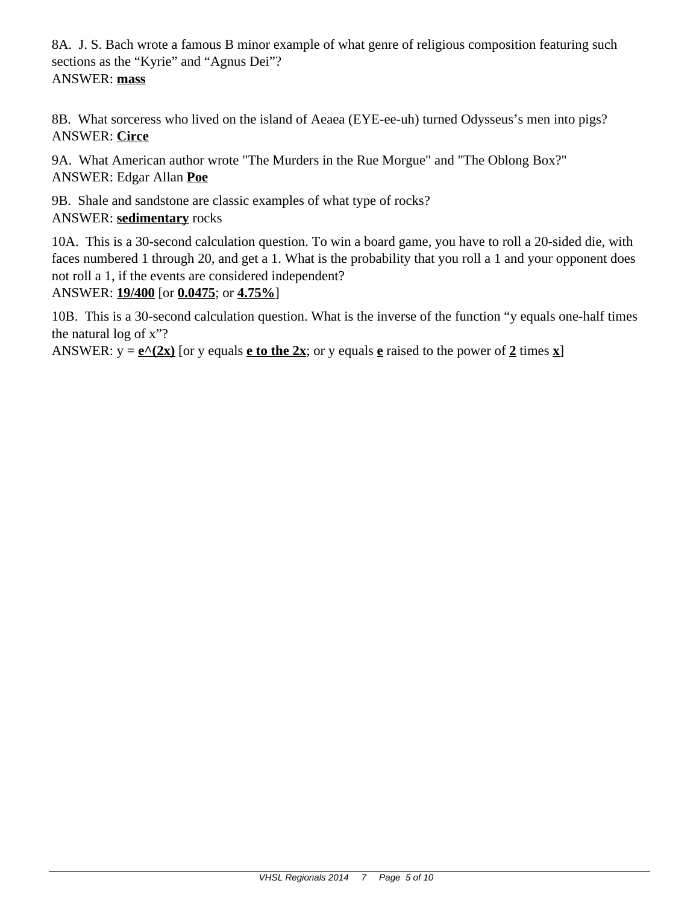8A. J. S. Bach wrote a famous B minor example of what genre of religious composition featuring such sections as the "Kyrie" and "Agnus Dei"?
ANSWER: **mass**

8B. What sorceress who lived on the island of Aeaea (EYE-ee-uh) turned Odysseus's men into pigs?
ANSWER: **Circe**

9A. What American author wrote "The Murders in the Rue Morgue" and "The Oblong Box?"
ANSWER: Edgar Allan **Poe**

9B. Shale and sandstone are classic examples of what type of rocks?
ANSWER: **sedimentary** rocks

10A. This is a 30-second calculation question. To win a board game, you have to roll a 20-sided die, with faces numbered 1 through 20, and get a 1. What is the probability that you roll a 1 and your opponent does not roll a 1, if the events are considered independent?
ANSWER: **19/400** [or **0.0475**; or **4.75%**]

10B. This is a 30-second calculation question. What is the inverse of the function "y equals one-half times the natural log of x"?
ANSWER: y = **e^(2x)** [or y equals **e to the 2x**; or y equals **e** raised to the power of **2** times **x**]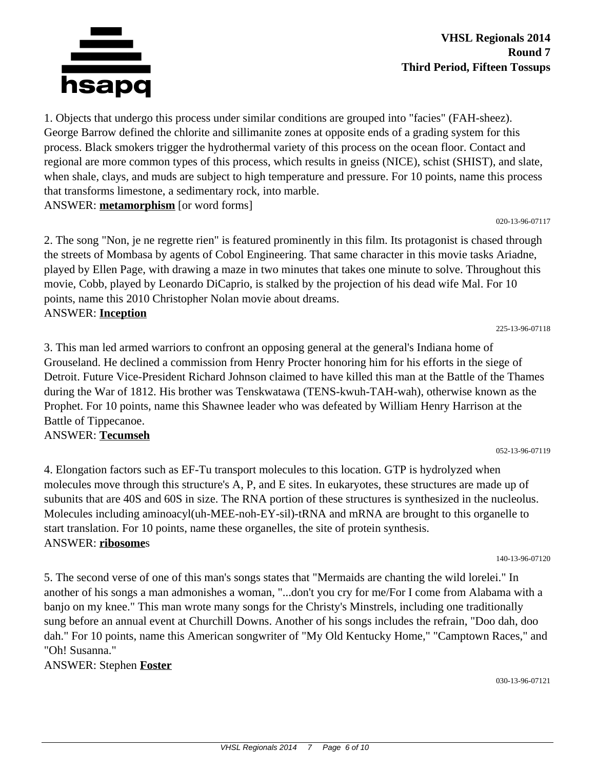**VHSL Regionals 2014**
**Round 7**
**Third Period, Fifteen Tossups**

1. Objects that undergo this process under similar conditions are grouped into "facies" (FAH-sheez). George Barrow defined the chlorite and sillimanite zones at opposite ends of a grading system for this process. Black smokers trigger the hydrothermal variety of this process on the ocean floor. Contact and regional are more common types of this process, which results in gneiss (NICE), schist (SHIST), and slate, when shale, clays, and muds are subject to high temperature and pressure. For 10 points, name this process that transforms limestone, a sedimentary rock, into marble.
ANSWER: **metamorphism** [or word forms]

020-13-96-07117

2. The song "Non, je ne regrette rien" is featured prominently in this film. Its protagonist is chased through the streets of Mombasa by agents of Cobol Engineering. That same character in this movie tasks Ariadne, played by Ellen Page, with drawing a maze in two minutes that takes one minute to solve. Throughout this movie, Cobb, played by Leonardo DiCaprio, is stalked by the projection of his dead wife Mal. For 10 points, name this 2010 Christopher Nolan movie about dreams.
ANSWER: **Inception**

225-13-96-07118

3. This man led armed warriors to confront an opposing general at the general's Indiana home of Grouseland. He declined a commission from Henry Procter honoring him for his efforts in the siege of Detroit. Future Vice-President Richard Johnson claimed to have killed this man at the Battle of the Thames during the War of 1812. His brother was Tenskwatawa (TENS-kwuh-TAH-wah), otherwise known as the Prophet. For 10 points, name this Shawnee leader who was defeated by William Henry Harrison at the Battle of Tippecanoe.
ANSWER: **Tecumseh**

052-13-96-07119

4. Elongation factors such as EF-Tu transport molecules to this location. GTP is hydrolyzed when molecules move through this structure's A, P, and E sites. In eukaryotes, these structures are made up of subunits that are 40S and 60S in size. The RNA portion of these structures is synthesized in the nucleolus. Molecules including aminoacyl(uh-MEE-noh-EY-sil)-tRNA and mRNA are brought to this organelle to start translation. For 10 points, name these organelles, the site of protein synthesis.
ANSWER: **ribosome**s

140-13-96-07120

5. The second verse of one of this man's songs states that "Mermaids are chanting the wild lorelei." In another of his songs a man admonishes a woman, "...don't you cry for me/For I come from Alabama with a banjo on my knee." This man wrote many songs for the Christy's Minstrels, including one traditionally sung before an annual event at Churchill Downs. Another of his songs includes the refrain, "Doo dah, doo dah." For 10 points, name this American songwriter of "My Old Kentucky Home," "Camptown Races," and "Oh! Susanna."
ANSWER: Stephen **Foster**

030-13-96-07121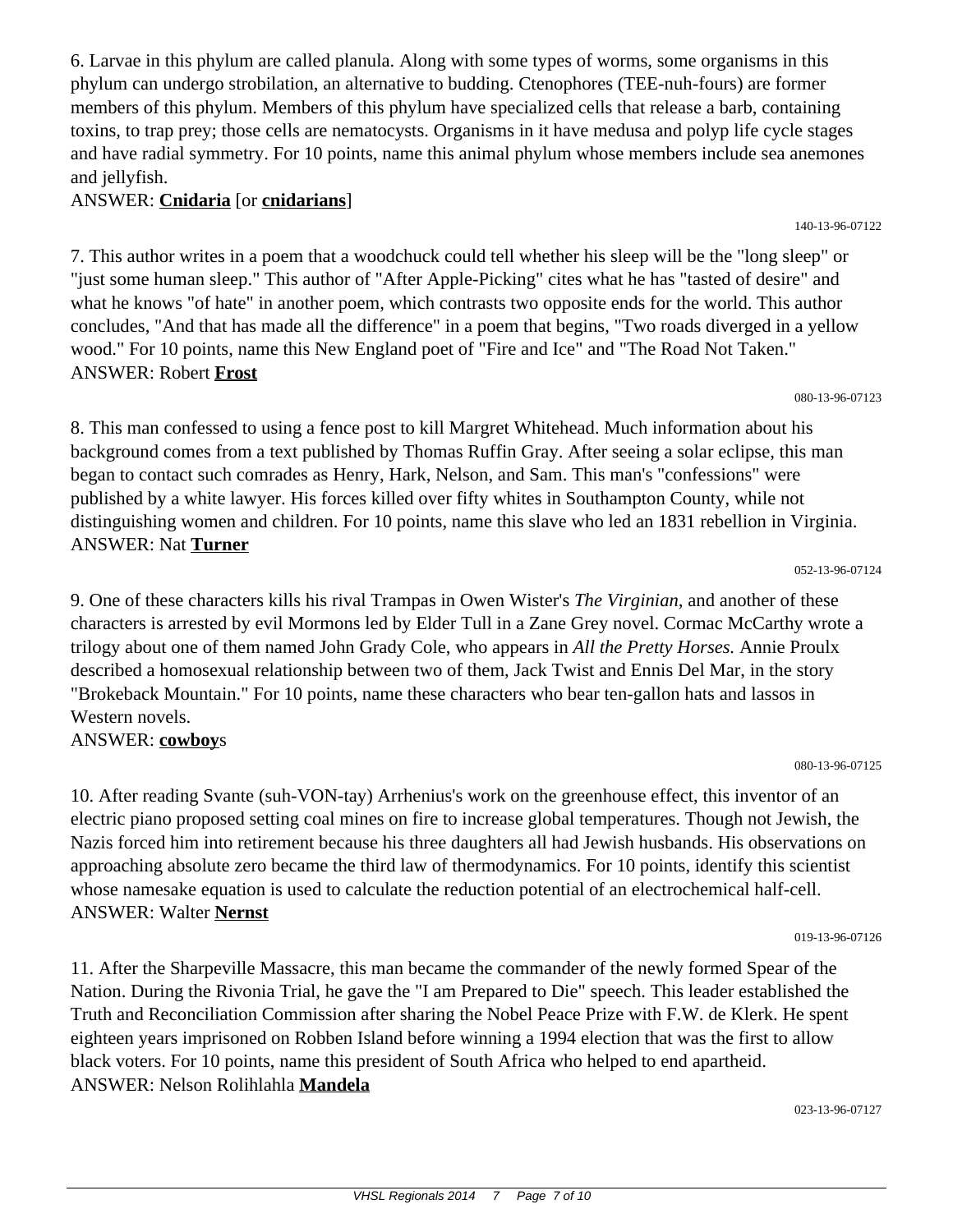6. Larvae in this phylum are called planula. Along with some types of worms, some organisms in this phylum can undergo strobilation, an alternative to budding. Ctenophores (TEE-nuh-fours) are former members of this phylum. Members of this phylum have specialized cells that release a barb, containing toxins, to trap prey; those cells are nematocysts. Organisms in it have medusa and polyp life cycle stages and have radial symmetry. For 10 points, name this animal phylum whose members include sea anemones and jellyfish.
ANSWER: **Cnidaria** [or **cnidarians**]

140-13-96-07122

7. This author writes in a poem that a woodchuck could tell whether his sleep will be the "long sleep" or "just some human sleep." This author of "After Apple-Picking" cites what he has "tasted of desire" and what he knows "of hate" in another poem, which contrasts two opposite ends for the world. This author concludes, "And that has made all the difference" in a poem that begins, "Two roads diverged in a yellow wood." For 10 points, name this New England poet of "Fire and Ice" and "The Road Not Taken."
ANSWER: Robert **Frost**

080-13-96-07123

8. This man confessed to using a fence post to kill Margret Whitehead. Much information about his background comes from a text published by Thomas Ruffin Gray. After seeing a solar eclipse, this man began to contact such comrades as Henry, Hark, Nelson, and Sam. This man's "confessions" were published by a white lawyer. His forces killed over fifty whites in Southampton County, while not distinguishing women and children. For 10 points, name this slave who led an 1831 rebellion in Virginia.
ANSWER: Nat **Turner**

052-13-96-07124

9. One of these characters kills his rival Trampas in Owen Wister's *The Virginian*, and another of these characters is arrested by evil Mormons led by Elder Tull in a Zane Grey novel. Cormac McCarthy wrote a trilogy about one of them named John Grady Cole, who appears in *All the Pretty Horses.* Annie Proulx described a homosexual relationship between two of them, Jack Twist and Ennis Del Mar, in the story "Brokeback Mountain." For 10 points, name these characters who bear ten-gallon hats and lassos in Western novels.
ANSWER: **cowboy**s

080-13-96-07125

10. After reading Svante (suh-VON-tay) Arrhenius's work on the greenhouse effect, this inventor of an electric piano proposed setting coal mines on fire to increase global temperatures. Though not Jewish, the Nazis forced him into retirement because his three daughters all had Jewish husbands. His observations on approaching absolute zero became the third law of thermodynamics. For 10 points, identify this scientist whose namesake equation is used to calculate the reduction potential of an electrochemical half-cell.
ANSWER: Walter **Nernst**

019-13-96-07126

11. After the Sharpeville Massacre, this man became the commander of the newly formed Spear of the Nation. During the Rivonia Trial, he gave the "I am Prepared to Die" speech. This leader established the Truth and Reconciliation Commission after sharing the Nobel Peace Prize with F.W. de Klerk. He spent eighteen years imprisoned on Robben Island before winning a 1994 election that was the first to allow black voters. For 10 points, name this president of South Africa who helped to end apartheid.
ANSWER: Nelson Rolihlahla **Mandela**

023-13-96-07127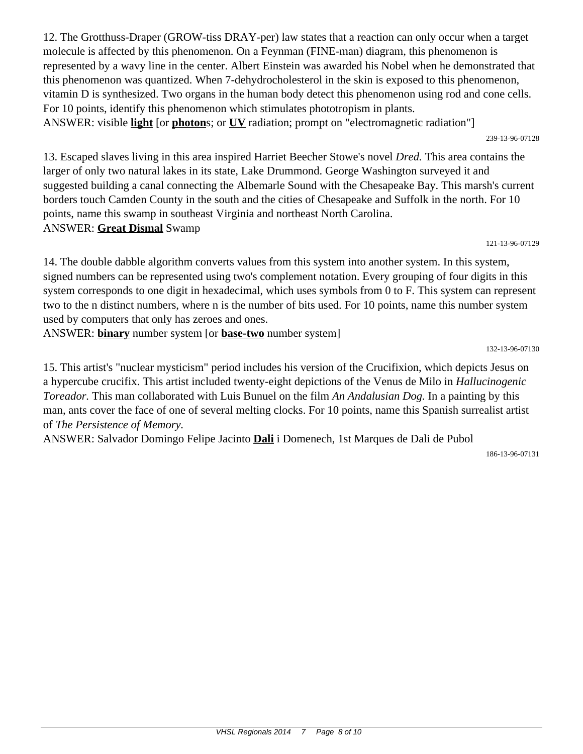12. The Grotthuss-Draper (GROW-tiss DRAY-per) law states that a reaction can only occur when a target molecule is affected by this phenomenon. On a Feynman (FINE-man) diagram, this phenomenon is represented by a wavy line in the center. Albert Einstein was awarded his Nobel when he demonstrated that this phenomenon was quantized. When 7-dehydrocholesterol in the skin is exposed to this phenomenon, vitamin D is synthesized. Two organs in the human body detect this phenomenon using rod and cone cells. For 10 points, identify this phenomenon which stimulates phototropism in plants.
ANSWER: visible **light** [or **photon**s; or **UV** radiation; prompt on "electromagnetic radiation"]

239-13-96-07128

13. Escaped slaves living in this area inspired Harriet Beecher Stowe's novel *Dred.* This area contains the larger of only two natural lakes in its state, Lake Drummond. George Washington surveyed it and suggested building a canal connecting the Albemarle Sound with the Chesapeake Bay. This marsh's current borders touch Camden County in the south and the cities of Chesapeake and Suffolk in the north. For 10 points, name this swamp in southeast Virginia and northeast North Carolina.
ANSWER: **Great Dismal** Swamp

121-13-96-07129

14. The double dabble algorithm converts values from this system into another system. In this system, signed numbers can be represented using two's complement notation. Every grouping of four digits in this system corresponds to one digit in hexadecimal, which uses symbols from 0 to F. This system can represent two to the n distinct numbers, where n is the number of bits used. For 10 points, name this number system used by computers that only has zeroes and ones.
ANSWER: **binary** number system [or **base-two** number system]

132-13-96-07130

15. This artist's "nuclear mysticism" period includes his version of the Crucifixion, which depicts Jesus on a hypercube crucifix. This artist included twenty-eight depictions of the Venus de Milo in *Hallucinogenic Toreador.* This man collaborated with Luis Bunuel on the film *An Andalusian Dog.* In a painting by this man, ants cover the face of one of several melting clocks. For 10 points, name this Spanish surrealist artist of *The Persistence of Memory.*
ANSWER: Salvador Domingo Felipe Jacinto **Dali** i Domenech, 1st Marques de Dali de Pubol

186-13-96-07131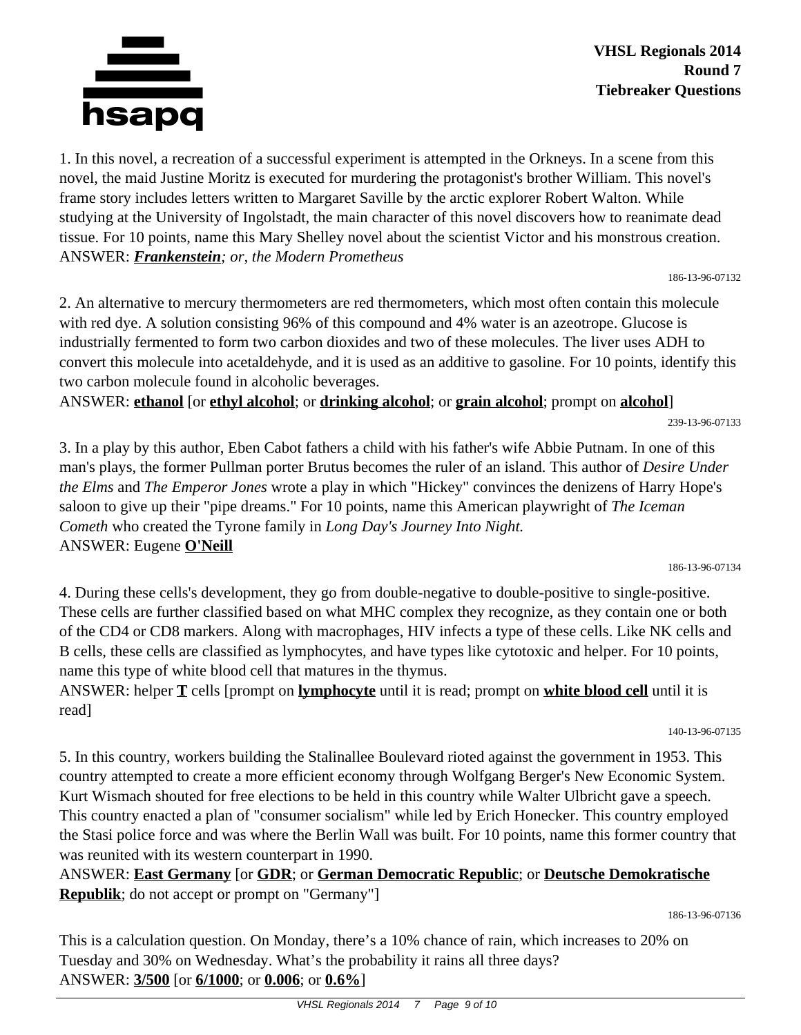**VHSL Regionals 2014**
**Round 7**
**Tiebreaker Questions**

1. In this novel, a recreation of a successful experiment is attempted in the Orkneys. In a scene from this novel, the maid Justine Moritz is executed for murdering the protagonist's brother William. This novel's frame story includes letters written to Margaret Saville by the arctic explorer Robert Walton. While studying at the University of Ingolstadt, the main character of this novel discovers how to reanimate dead tissue. For 10 points, name this Mary Shelley novel about the scientist Victor and his monstrous creation.
ANSWER: ***Frankenstein**; or, the Modern Prometheus*

186-13-96-07132

2. An alternative to mercury thermometers are red thermometers, which most often contain this molecule with red dye. A solution consisting 96% of this compound and 4% water is an azeotrope. Glucose is industrially fermented to form two carbon dioxides and two of these molecules. The liver uses ADH to convert this molecule into acetaldehyde, and it is used as an additive to gasoline. For 10 points, identify this two carbon molecule found in alcoholic beverages.
ANSWER: **ethanol** [or **ethyl alcohol**; or **drinking alcohol**; or **grain alcohol**; prompt on **alcohol**]

239-13-96-07133

3. In a play by this author, Eben Cabot fathers a child with his father's wife Abbie Putnam. In one of this man's plays, the former Pullman porter Brutus becomes the ruler of an island. This author of *Desire Under the Elms* and *The Emperor Jones* wrote a play in which "Hickey" convinces the denizens of Harry Hope's saloon to give up their "pipe dreams." For 10 points, name this American playwright of *The Iceman Cometh* who created the Tyrone family in *Long Day's Journey Into Night.*
ANSWER: Eugene **O'Neill**

186-13-96-07134

4. During these cells's development, they go from double-negative to double-positive to single-positive. These cells are further classified based on what MHC complex they recognize, as they contain one or both of the CD4 or CD8 markers. Along with macrophages, HIV infects a type of these cells. Like NK cells and B cells, these cells are classified as lymphocytes, and have types like cytotoxic and helper. For 10 points, name this type of white blood cell that matures in the thymus.
ANSWER: helper **T** cells [prompt on **lymphocyte** until it is read; prompt on **white blood cell** until it is read]

140-13-96-07135

5. In this country, workers building the Stalinallee Boulevard rioted against the government in 1953. This country attempted to create a more efficient economy through Wolfgang Berger's New Economic System. Kurt Wismach shouted for free elections to be held in this country while Walter Ulbricht gave a speech. This country enacted a plan of "consumer socialism" while led by Erich Honecker. This country employed the Stasi police force and was where the Berlin Wall was built. For 10 points, name this former country that was reunited with its western counterpart in 1990.
ANSWER: **East Germany** [or **GDR**; or **German Democratic Republic**; or **Deutsche Demokratische Republik**; do not accept or prompt on "Germany"]

186-13-96-07136

This is a calculation question. On Monday, there's a 10% chance of rain, which increases to 20% on Tuesday and 30% on Wednesday. What's the probability it rains all three days?
ANSWER: **3/500** [or **6/1000**; or **0.006**; or **0.6%**]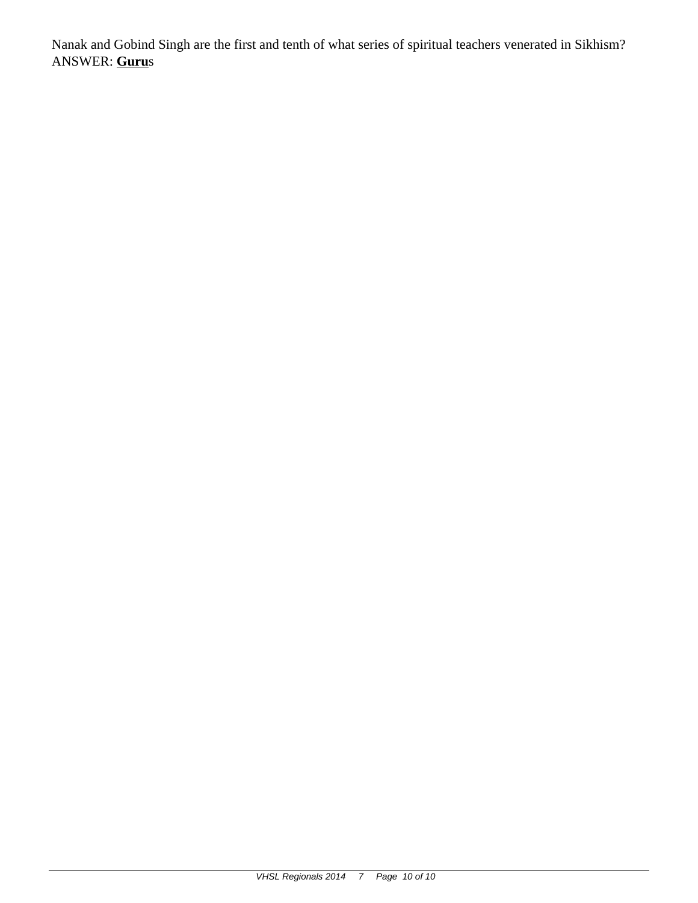Nanak and Gobind Singh are the first and tenth of what series of spiritual teachers venerated in Sikhism?
ANSWER: **<u>Guru</u>**s